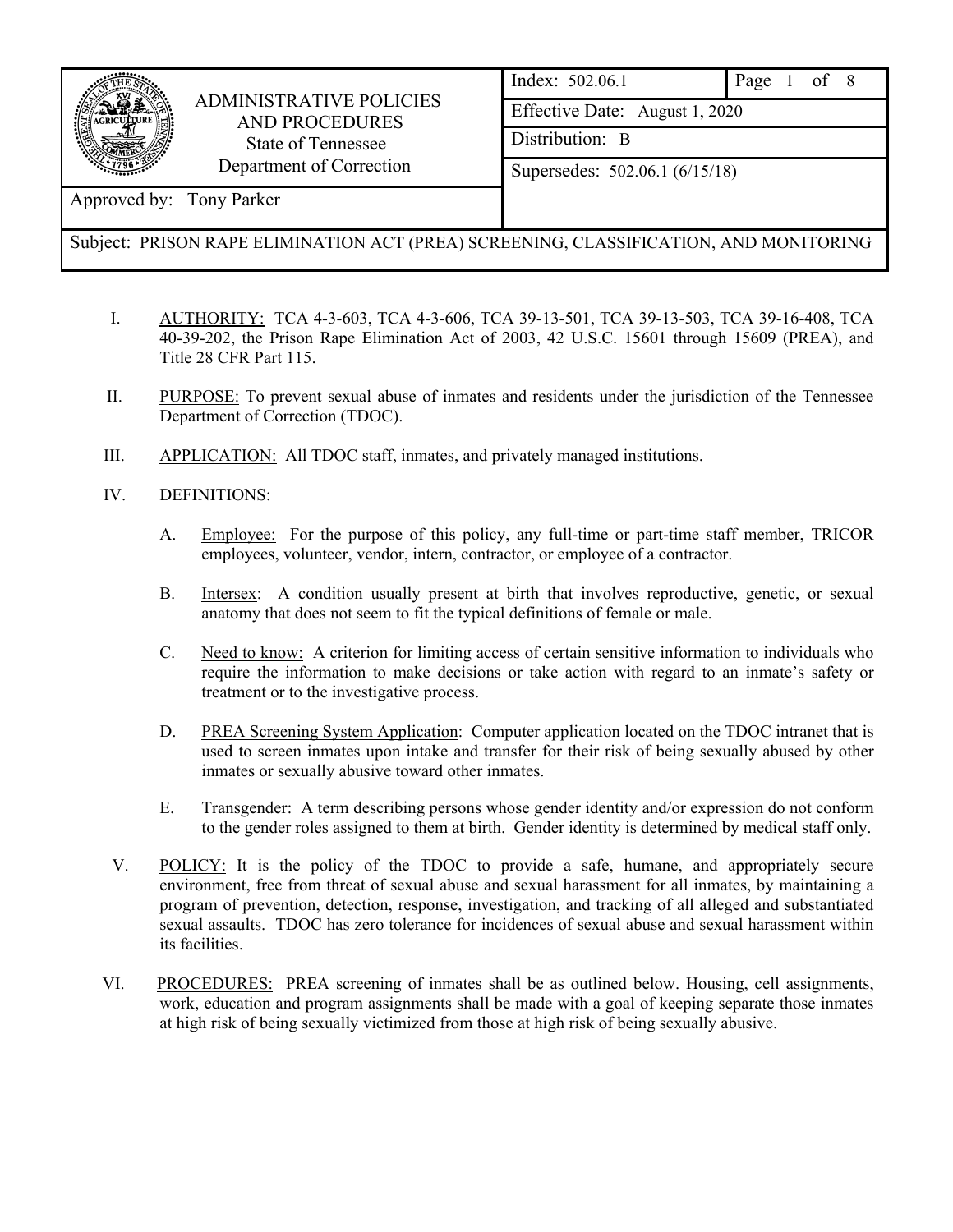| ADMINISTRATIVE POLICIES AND PROCEDURES State of Tennessee Department of Correction | Index: 502.06.1 | Page 1 of 8 |
| --- | --- | --- |
| | Effective Date: August 1, 2020 | |
| | Distribution: B | |
| | Supersedes: 502.06.1 (6/15/18) | |
| Approved by: Tony Parker | | |
| Subject: PRISON RAPE ELIMINATION ACT (PREA) SCREENING, CLASSIFICATION, AND MONITORING | | |

I. AUTHORITY: TCA 4-3-603, TCA 4-3-606, TCA 39-13-501, TCA 39-13-503, TCA 39-16-408, TCA 40-39-202, the Prison Rape Elimination Act of 2003, 42 U.S.C. 15601 through 15609 (PREA), and Title 28 CFR Part 115.

II. PURPOSE: To prevent sexual abuse of inmates and residents under the jurisdiction of the Tennessee Department of Correction (TDOC).

III. APPLICATION: All TDOC staff, inmates, and privately managed institutions.

IV. DEFINITIONS:

A. Employee: For the purpose of this policy, any full-time or part-time staff member, TRICOR employees, volunteer, vendor, intern, contractor, or employee of a contractor.

B. Intersex: A condition usually present at birth that involves reproductive, genetic, or sexual anatomy that does not seem to fit the typical definitions of female or male.

C. Need to know: A criterion for limiting access of certain sensitive information to individuals who require the information to make decisions or take action with regard to an inmate's safety or treatment or to the investigative process.

D. PREA Screening System Application: Computer application located on the TDOC intranet that is used to screen inmates upon intake and transfer for their risk of being sexually abused by other inmates or sexually abusive toward other inmates.

E. Transgender: A term describing persons whose gender identity and/or expression do not conform to the gender roles assigned to them at birth. Gender identity is determined by medical staff only.

V. POLICY: It is the policy of the TDOC to provide a safe, humane, and appropriately secure environment, free from threat of sexual abuse and sexual harassment for all inmates, by maintaining a program of prevention, detection, response, investigation, and tracking of all alleged and substantiated sexual assaults. TDOC has zero tolerance for incidences of sexual abuse and sexual harassment within its facilities.

VI. PROCEDURES: PREA screening of inmates shall be as outlined below. Housing, cell assignments, work, education and program assignments shall be made with a goal of keeping separate those inmates at high risk of being sexually victimized from those at high risk of being sexually abusive.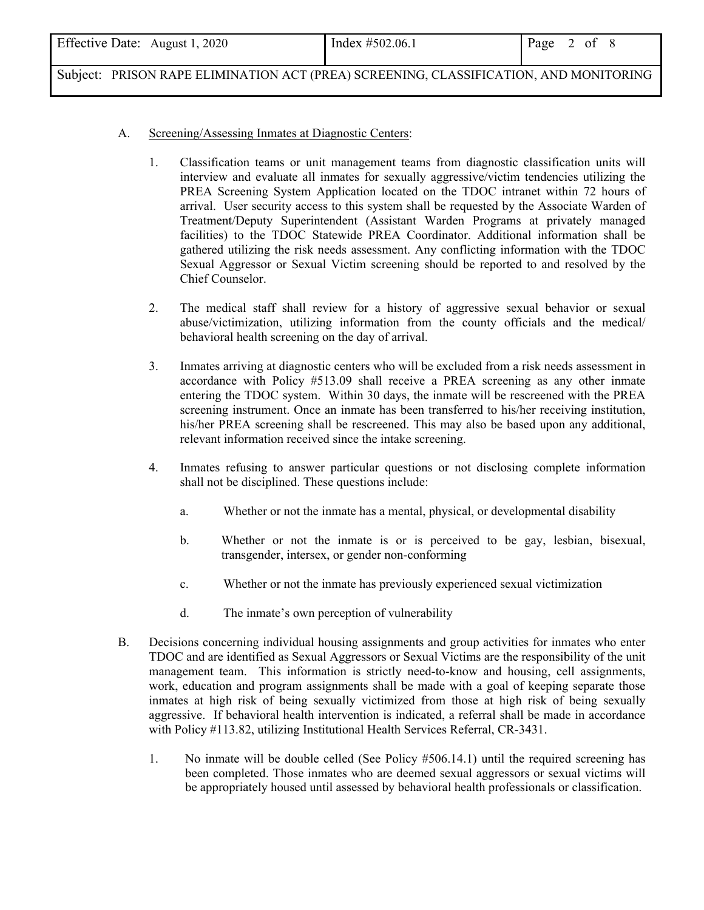A. Screening/Assessing Inmates at Diagnostic Centers:

1. Classification teams or unit management teams from diagnostic classification units will interview and evaluate all inmates for sexually aggressive/victim tendencies utilizing the PREA Screening System Application located on the TDOC intranet within 72 hours of arrival. User security access to this system shall be requested by the Associate Warden of Treatment/Deputy Superintendent (Assistant Warden Programs at privately managed facilities) to the TDOC Statewide PREA Coordinator. Additional information shall be gathered utilizing the risk needs assessment. Any conflicting information with the TDOC Sexual Aggressor or Sexual Victim screening should be reported to and resolved by the Chief Counselor.

2. The medical staff shall review for a history of aggressive sexual behavior or sexual abuse/victimization, utilizing information from the county officials and the medical/ behavioral health screening on the day of arrival.

3. Inmates arriving at diagnostic centers who will be excluded from a risk needs assessment in accordance with Policy #513.09 shall receive a PREA screening as any other inmate entering the TDOC system. Within 30 days, the inmate will be rescreened with the PREA screening instrument. Once an inmate has been transferred to his/her receiving institution, his/her PREA screening shall be rescreened. This may also be based upon any additional, relevant information received since the intake screening.

4. Inmates refusing to answer particular questions or not disclosing complete information shall not be disciplined. These questions include:

   a. Whether or not the inmate has a mental, physical, or developmental disability

   b. Whether or not the inmate is or is perceived to be gay, lesbian, bisexual, transgender, intersex, or gender non-conforming

   c. Whether or not the inmate has previously experienced sexual victimization

   d. The inmate's own perception of vulnerability

B. Decisions concerning individual housing assignments and group activities for inmates who enter TDOC and are identified as Sexual Aggressors or Sexual Victims are the responsibility of the unit management team. This information is strictly need-to-know and housing, cell assignments, work, education and program assignments shall be made with a goal of keeping separate those inmates at high risk of being sexually victimized from those at high risk of being sexually aggressive. If behavioral health intervention is indicated, a referral shall be made in accordance with Policy #113.82, utilizing Institutional Health Services Referral, CR-3431.

1. No inmate will be double celled (See Policy #506.14.1) until the required screening has been completed. Those inmates who are deemed sexual aggressors or sexual victims will be appropriately housed until assessed by behavioral health professionals or classification.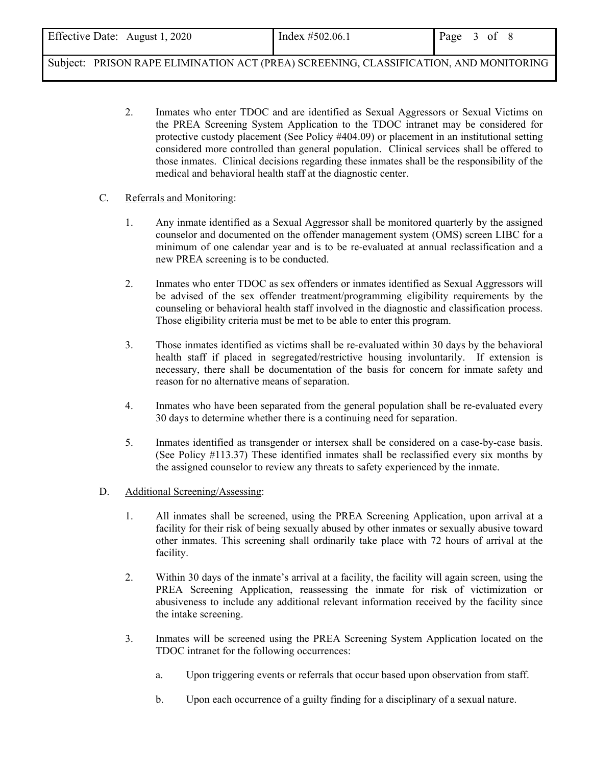2. Inmates who enter TDOC and are identified as Sexual Aggressors or Sexual Victims on the PREA Screening System Application to the TDOC intranet may be considered for protective custody placement (See Policy #404.09) or placement in an institutional setting considered more controlled than general population. Clinical services shall be offered to those inmates. Clinical decisions regarding these inmates shall be the responsibility of the medical and behavioral health staff at the diagnostic center.

C. Referrals and Monitoring:

1. Any inmate identified as a Sexual Aggressor shall be monitored quarterly by the assigned counselor and documented on the offender management system (OMS) screen LIBC for a minimum of one calendar year and is to be re-evaluated at annual reclassification and a new PREA screening is to be conducted.

2. Inmates who enter TDOC as sex offenders or inmates identified as Sexual Aggressors will be advised of the sex offender treatment/programming eligibility requirements by the counseling or behavioral health staff involved in the diagnostic and classification process. Those eligibility criteria must be met to be able to enter this program.

3. Those inmates identified as victims shall be re-evaluated within 30 days by the behavioral health staff if placed in segregated/restrictive housing involuntarily. If extension is necessary, there shall be documentation of the basis for concern for inmate safety and reason for no alternative means of separation.

4. Inmates who have been separated from the general population shall be re-evaluated every 30 days to determine whether there is a continuing need for separation.

5. Inmates identified as transgender or intersex shall be considered on a case-by-case basis. (See Policy #113.37) These identified inmates shall be reclassified every six months by the assigned counselor to review any threats to safety experienced by the inmate.

D. Additional Screening/Assessing:

1. All inmates shall be screened, using the PREA Screening Application, upon arrival at a facility for their risk of being sexually abused by other inmates or sexually abusive toward other inmates. This screening shall ordinarily take place with 72 hours of arrival at the facility.

2. Within 30 days of the inmate's arrival at a facility, the facility will again screen, using the PREA Screening Application, reassessing the inmate for risk of victimization or abusiveness to include any additional relevant information received by the facility since the intake screening.

3. Inmates will be screened using the PREA Screening System Application located on the TDOC intranet for the following occurrences:

   a. Upon triggering events or referrals that occur based upon observation from staff.

   b. Upon each occurrence of a guilty finding for a disciplinary of a sexual nature.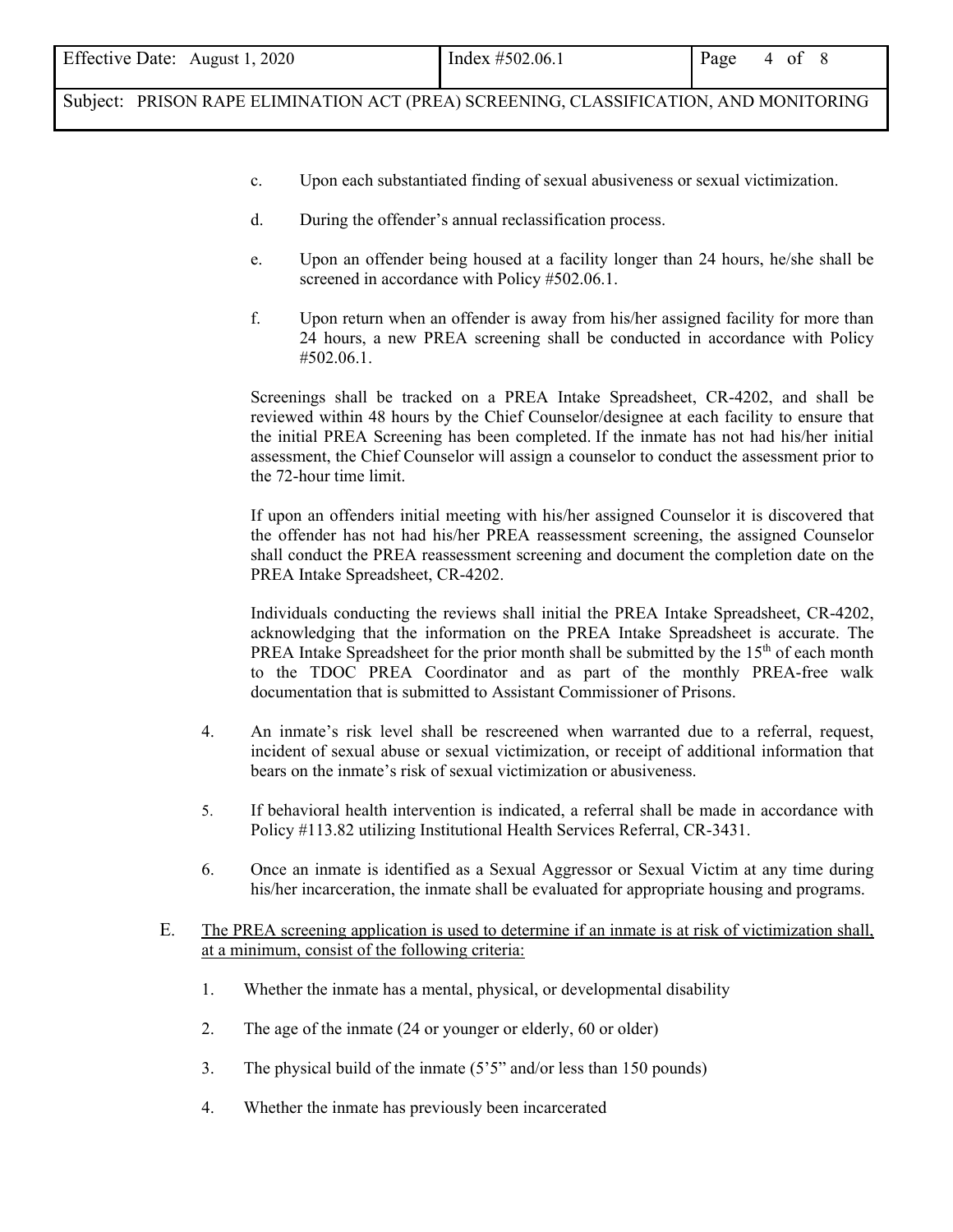c. Upon each substantiated finding of sexual abusiveness or sexual victimization.

d. During the offender's annual reclassification process.

e. Upon an offender being housed at a facility longer than 24 hours, he/she shall be screened in accordance with Policy #502.06.1.

f. Upon return when an offender is away from his/her assigned facility for more than 24 hours, a new PREA screening shall be conducted in accordance with Policy #502.06.1.

Screenings shall be tracked on a PREA Intake Spreadsheet, CR-4202, and shall be reviewed within 48 hours by the Chief Counselor/designee at each facility to ensure that the initial PREA Screening has been completed. If the inmate has not had his/her initial assessment, the Chief Counselor will assign a counselor to conduct the assessment prior to the 72-hour time limit.

If upon an offenders initial meeting with his/her assigned Counselor it is discovered that the offender has not had his/her PREA reassessment screening, the assigned Counselor shall conduct the PREA reassessment screening and document the completion date on the PREA Intake Spreadsheet, CR-4202.

Individuals conducting the reviews shall initial the PREA Intake Spreadsheet, CR-4202, acknowledging that the information on the PREA Intake Spreadsheet is accurate. The PREA Intake Spreadsheet for the prior month shall be submitted by the 15th of each month to the TDOC PREA Coordinator and as part of the monthly PREA-free walk documentation that is submitted to Assistant Commissioner of Prisons.

4. An inmate's risk level shall be rescreened when warranted due to a referral, request, incident of sexual abuse or sexual victimization, or receipt of additional information that bears on the inmate's risk of sexual victimization or abusiveness.

5. If behavioral health intervention is indicated, a referral shall be made in accordance with Policy #113.82 utilizing Institutional Health Services Referral, CR-3431.

6. Once an inmate is identified as a Sexual Aggressor or Sexual Victim at any time during his/her incarceration, the inmate shall be evaluated for appropriate housing and programs.

E. The PREA screening application is used to determine if an inmate is at risk of victimization shall, at a minimum, consist of the following criteria:

1. Whether the inmate has a mental, physical, or developmental disability

2. The age of the inmate (24 or younger or elderly, 60 or older)

3. The physical build of the inmate (5'5" and/or less than 150 pounds)

4. Whether the inmate has previously been incarcerated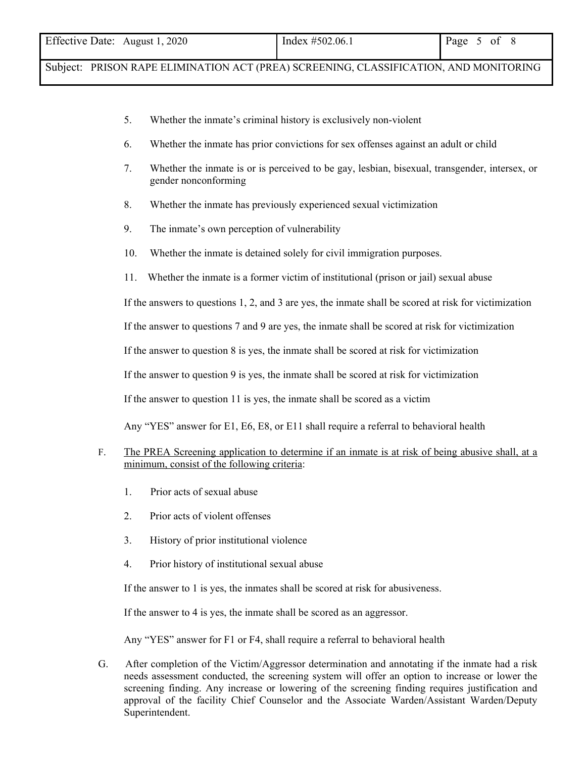5. Whether the inmate's criminal history is exclusively non-violent

6. Whether the inmate has prior convictions for sex offenses against an adult or child

7. Whether the inmate is or is perceived to be gay, lesbian, bisexual, transgender, intersex, or gender nonconforming

8. Whether the inmate has previously experienced sexual victimization

9. The inmate's own perception of vulnerability

10. Whether the inmate is detained solely for civil immigration purposes.

11. Whether the inmate is a former victim of institutional (prison or jail) sexual abuse

If the answers to questions 1, 2, and 3 are yes, the inmate shall be scored at risk for victimization

If the answer to questions 7 and 9 are yes, the inmate shall be scored at risk for victimization

If the answer to question 8 is yes, the inmate shall be scored at risk for victimization

If the answer to question 9 is yes, the inmate shall be scored at risk for victimization

If the answer to question 11 is yes, the inmate shall be scored as a victim

Any "YES" answer for E1, E6, E8, or E11 shall require a referral to behavioral health

F. <u>The PREA Screening application to determine if an inmate is at risk of being abusive shall, at a minimum, consist of the following criteria</u>:

1. Prior acts of sexual abuse

2. Prior acts of violent offenses

3. History of prior institutional violence

4. Prior history of institutional sexual abuse

If the answer to 1 is yes, the inmates shall be scored at risk for abusiveness.

If the answer to 4 is yes, the inmate shall be scored as an aggressor.

Any "YES" answer for F1 or F4, shall require a referral to behavioral health

G. After completion of the Victim/Aggressor determination and annotating if the inmate had a risk needs assessment conducted, the screening system will offer an option to increase or lower the screening finding. Any increase or lowering of the screening finding requires justification and approval of the facility Chief Counselor and the Associate Warden/Assistant Warden/Deputy Superintendent.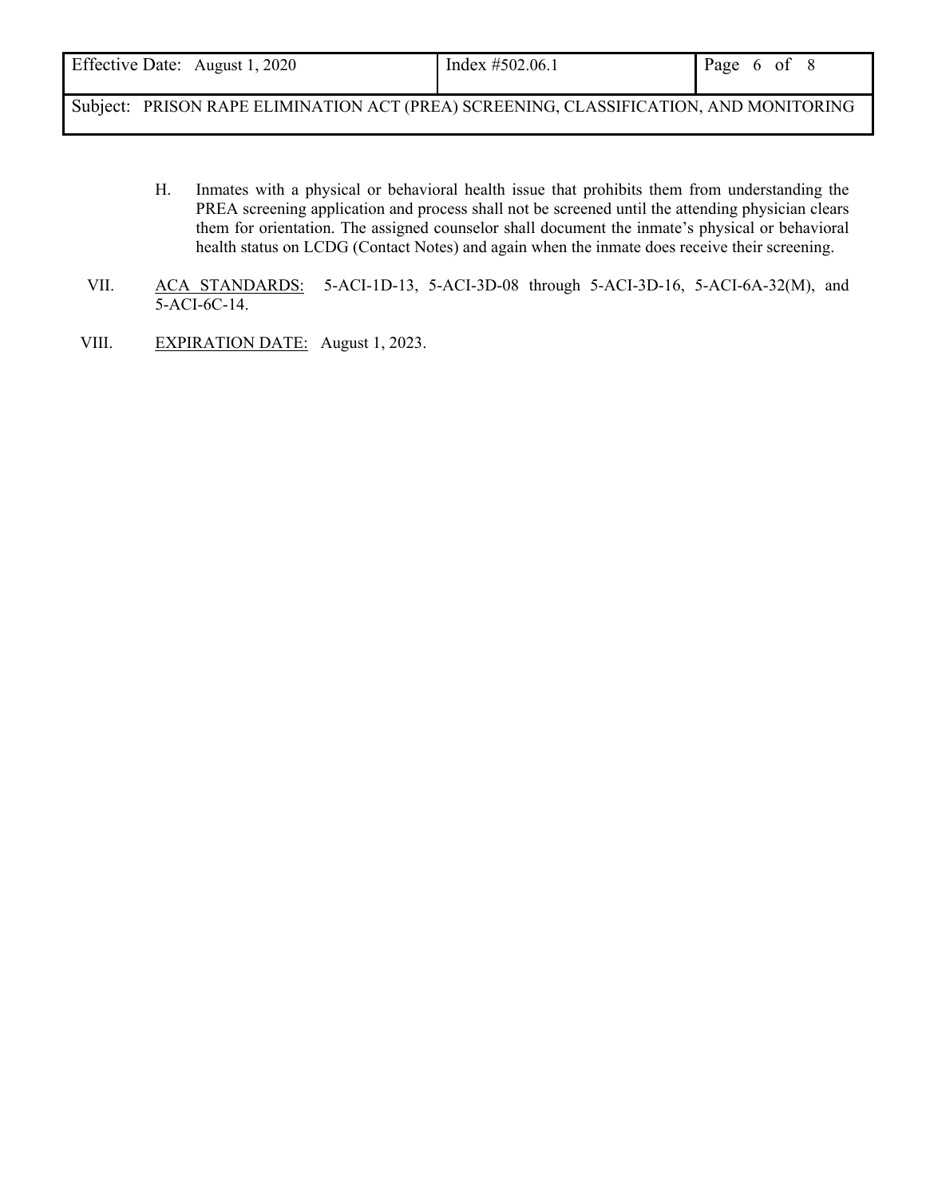H. Inmates with a physical or behavioral health issue that prohibits them from understanding the PREA screening application and process shall not be screened until the attending physician clears them for orientation. The assigned counselor shall document the inmate's physical or behavioral health status on LCDG (Contact Notes) and again when the inmate does receive their screening.

VII. ACA STANDARDS: 5-ACI-1D-13, 5-ACI-3D-08 through 5-ACI-3D-16, 5-ACI-6A-32(M), and 5-ACI-6C-14.

VIII. EXPIRATION DATE: August 1, 2023.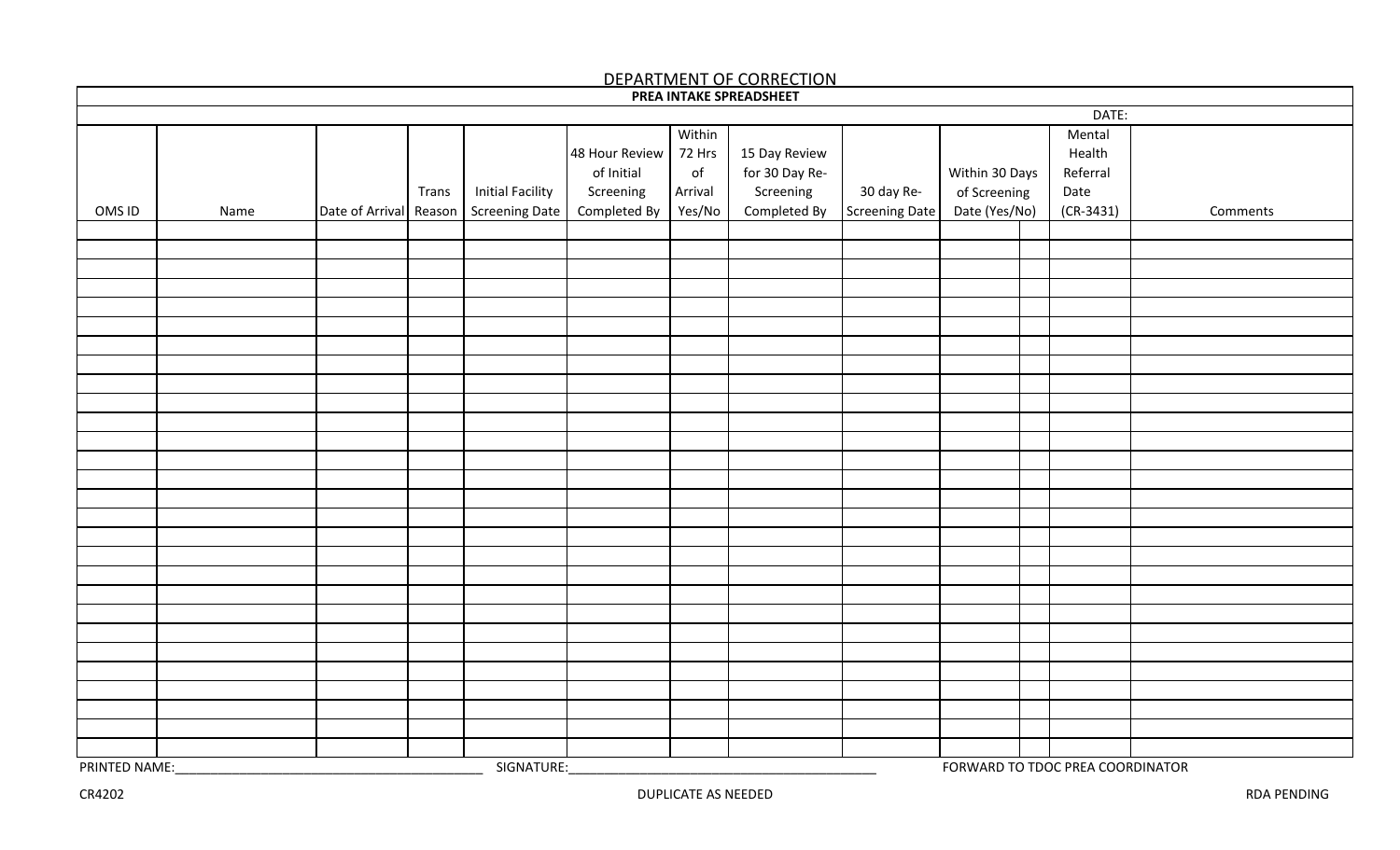# DEPARTMENT OF CORRECTION

## PREA INTAKE SPREADSHEET

DATE:

| OMS ID | Name | Date of Arrival | Trans Reason | Initial Facility Screening Date | 48 Hour Review of Initial Screening Completed By | Within 72 Hrs of Arrival Yes/No | 15 Day Review for 30 Day Re-Screening Completed By | 30 day Re-Screening Date | Within 30 Days of Screening Date (Yes/No) | | Mental Health Referral Date (CR-3431) | Comments |
|---|---|---|---|---|---|---|---|---|---|---|---|---|
| | | | | | | | | | | | | |
| | | | | | | | | | | | | |
| | | | | | | | | | | | | |
| | | | | | | | | | | | | |
| | | | | | | | | | | | | |
| | | | | | | | | | | | | |
| | | | | | | | | | | | | |
| | | | | | | | | | | | | |
| | | | | | | | | | | | | |
| | | | | | | | | | | | | |
| | | | | | | | | | | | | |
| | | | | | | | | | | | | |
| | | | | | | | | | | | | |
| | | | | | | | | | | | | |
| | | | | | | | | | | | | |
| | | | | | | | | | | | | |
| | | | | | | | | | | | | |
| | | | | | | | | | | | | |
| | | | | | | | | | | | | |
| | | | | | | | | | | | | |
| | | | | | | | | | | | | |
| | | | | | | | | | | | | |
| | | | | | | | | | | | | |
| | | | | | | | | | | | | |
| | | | | | | | | | | | | |
| | | | | | | | | | | | | |
| | | | | | | | | | | | | |
| | | | | | | | | | | | | |

PRINTED NAME:_____________________________________________ SIGNATURE:_____________________________________________ FORWARD TO TDOC PREA COORDINATOR

CR4202 DUPLICATE AS NEEDED RDA PENDING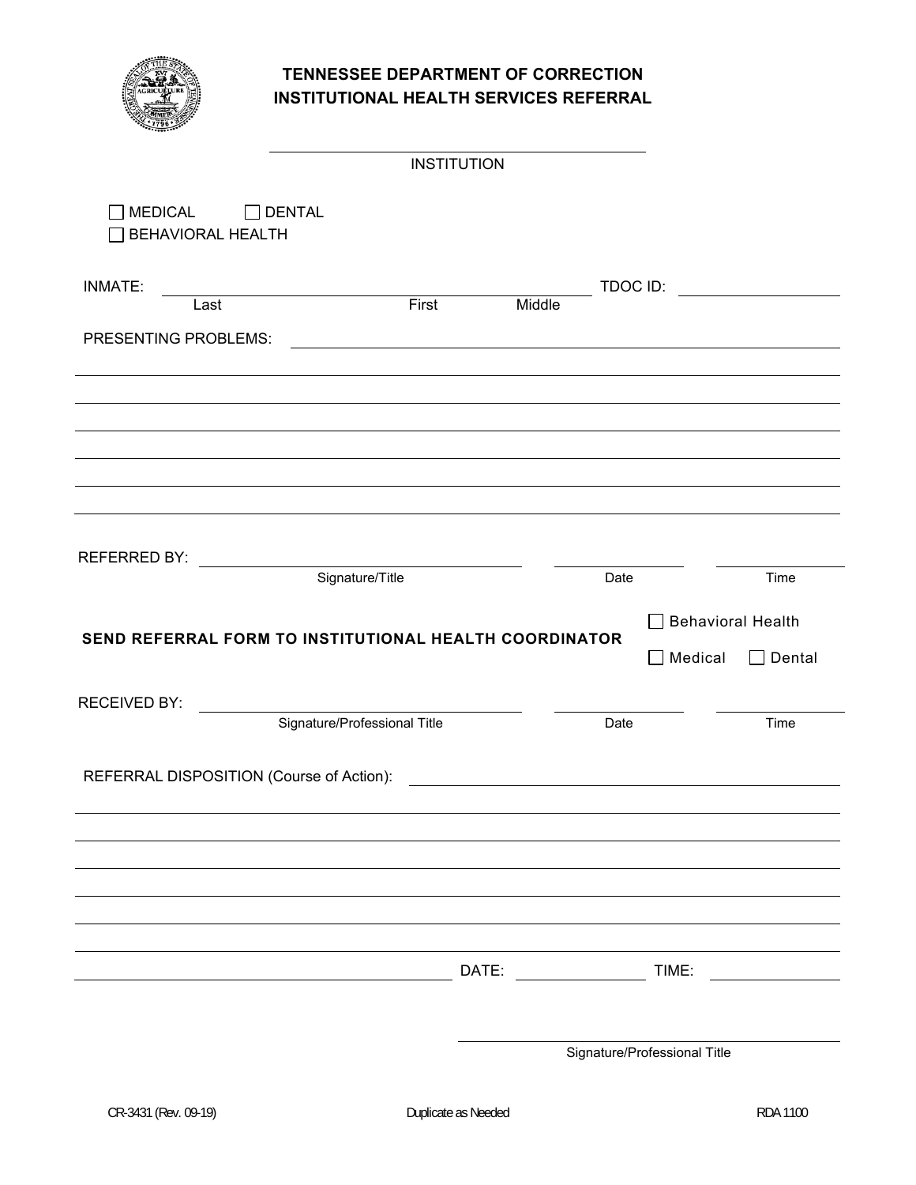# TENNESSEE DEPARTMENT OF CORRECTION
# INSTITUTIONAL HEALTH SERVICES REFERRAL

______________________________
INSTITUTION

☐ MEDICAL ☐ DENTAL
☐ BEHAVIORAL HEALTH

INMATE: ______________________________ TDOC ID: ______________
Last First Middle

PRESENTING PROBLEMS: ______________________________

______________________________

______________________________

______________________________

______________________________

______________________________

______________________________

REFERRED BY: ______________________________ ______________ ______________
Signature/Title Date Time

**SEND REFERRAL FORM TO INSTITUTIONAL HEALTH COORDINATOR**

☐ Behavioral Health
☐ Medical ☐ Dental

RECEIVED BY: ______________________________ ______________ ______________
Signature/Professional Title Date Time

REFERRAL DISPOSITION (Course of Action): ______________________________

______________________________

______________________________

______________________________

______________________________

______________________________

______________________________ DATE: ______________ TIME: ______________

______________________________
Signature/Professional Title

CR-3431 (Rev. 09-19) Duplicate as Needed RDA 1100